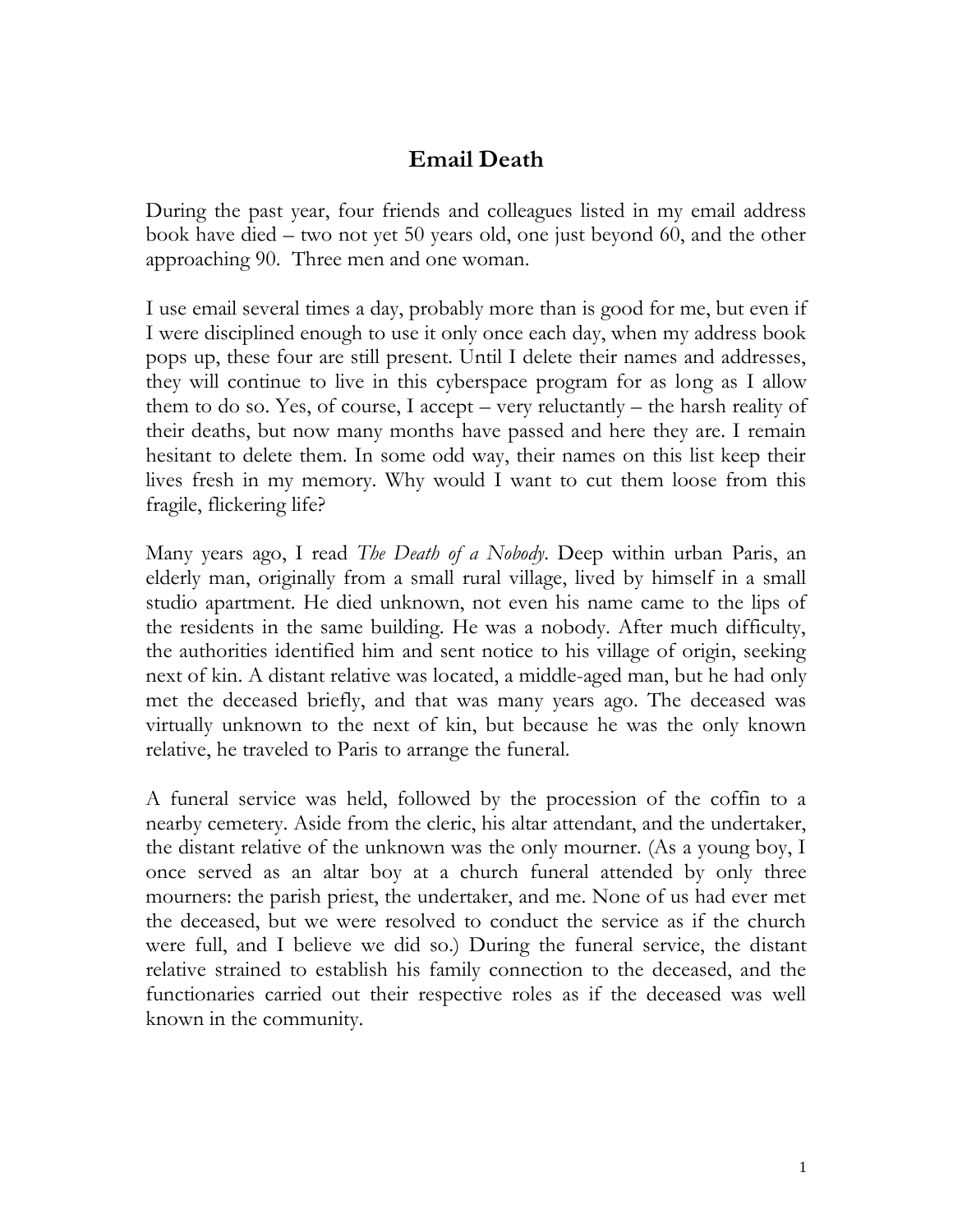# Email Death

During the past year, four friends and colleagues listed in my email address book have died – two not yet 50 years old, one just beyond 60, and the other approaching 90. Three men and one woman.

I use email several times a day, probably more than is good for me, but even if I were disciplined enough to use it only once each day, when my address book pops up, these four are still present. Until I delete their names and addresses, they will continue to live in this cyberspace program for as long as I allow them to do so. Yes, of course, I accept – very reluctantly – the harsh reality of their deaths, but now many months have passed and here they are. I remain hesitant to delete them. In some odd way, their names on this list keep their lives fresh in my memory. Why would I want to cut them loose from this fragile, flickering life?

Many years ago, I read *The Death of a Nobody*. Deep within urban Paris, an elderly man, originally from a small rural village, lived by himself in a small studio apartment. He died unknown, not even his name came to the lips of the residents in the same building. He was a nobody. After much difficulty, the authorities identified him and sent notice to his village of origin, seeking next of kin. A distant relative was located, a middle-aged man, but he had only met the deceased briefly, and that was many years ago. The deceased was virtually unknown to the next of kin, but because he was the only known relative, he traveled to Paris to arrange the funeral.

A funeral service was held, followed by the procession of the coffin to a nearby cemetery. Aside from the cleric, his altar attendant, and the undertaker, the distant relative of the unknown was the only mourner. (As a young boy, I once served as an altar boy at a church funeral attended by only three mourners: the parish priest, the undertaker, and me. None of us had ever met the deceased, but we were resolved to conduct the service as if the church were full, and I believe we did so.) During the funeral service, the distant relative strained to establish his family connection to the deceased, and the functionaries carried out their respective roles as if the deceased was well known in the community.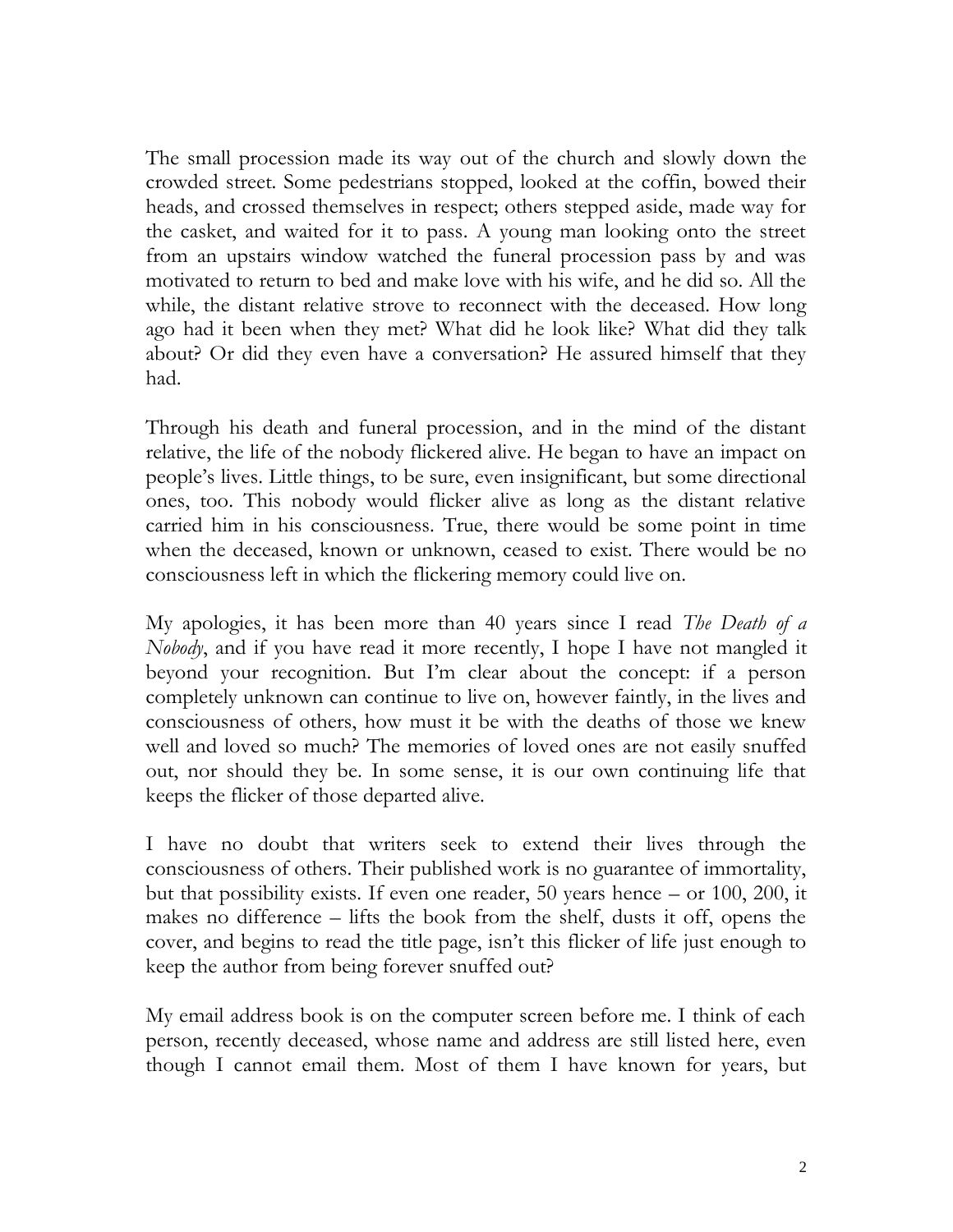The small procession made its way out of the church and slowly down the crowded street. Some pedestrians stopped, looked at the coffin, bowed their heads, and crossed themselves in respect; others stepped aside, made way for the casket, and waited for it to pass. A young man looking onto the street from an upstairs window watched the funeral procession pass by and was motivated to return to bed and make love with his wife, and he did so. All the while, the distant relative strove to reconnect with the deceased. How long ago had it been when they met? What did he look like? What did they talk about? Or did they even have a conversation? He assured himself that they had.

Through his death and funeral procession, and in the mind of the distant relative, the life of the nobody flickered alive. He began to have an impact on people's lives. Little things, to be sure, even insignificant, but some directional ones, too. This nobody would flicker alive as long as the distant relative carried him in his consciousness. True, there would be some point in time when the deceased, known or unknown, ceased to exist. There would be no consciousness left in which the flickering memory could live on.

My apologies, it has been more than 40 years since I read *The Death of a Nobody*, and if you have read it more recently, I hope I have not mangled it beyond your recognition. But I'm clear about the concept: if a person completely unknown can continue to live on, however faintly, in the lives and consciousness of others, how must it be with the deaths of those we knew well and loved so much? The memories of loved ones are not easily snuffed out, nor should they be. In some sense, it is our own continuing life that keeps the flicker of those departed alive.

I have no doubt that writers seek to extend their lives through the consciousness of others. Their published work is no guarantee of immortality, but that possibility exists. If even one reader, 50 years hence – or 100, 200, it makes no difference – lifts the book from the shelf, dusts it off, opens the cover, and begins to read the title page, isn't this flicker of life just enough to keep the author from being forever snuffed out?

My email address book is on the computer screen before me. I think of each person, recently deceased, whose name and address are still listed here, even though I cannot email them. Most of them I have known for years, but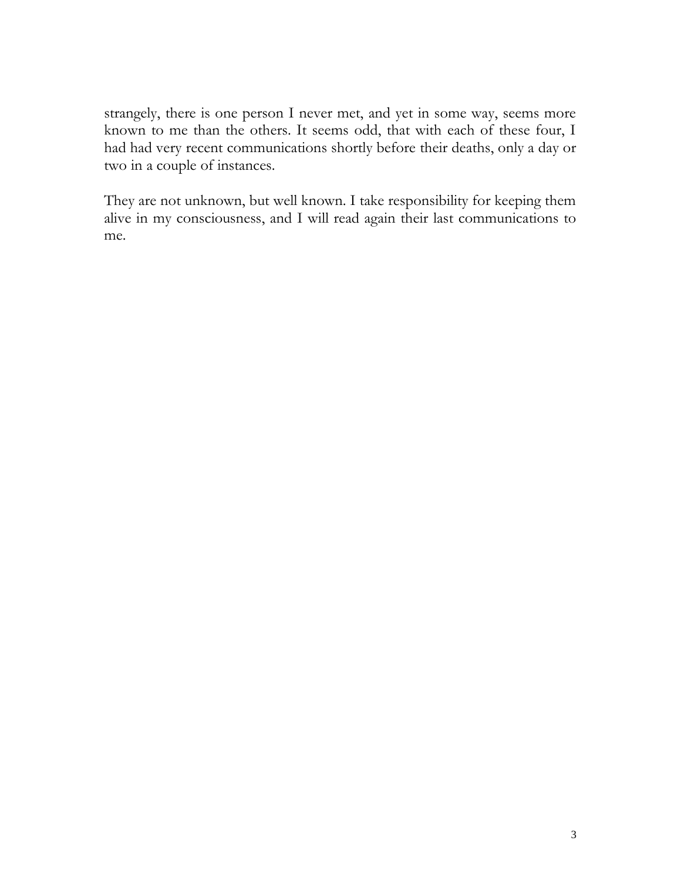strangely, there is one person I never met, and yet in some way, seems more known to me than the others. It seems odd, that with each of these four, I had had very recent communications shortly before their deaths, only a day or two in a couple of instances.

They are not unknown, but well known. I take responsibility for keeping them alive in my consciousness, and I will read again their last communications to me.